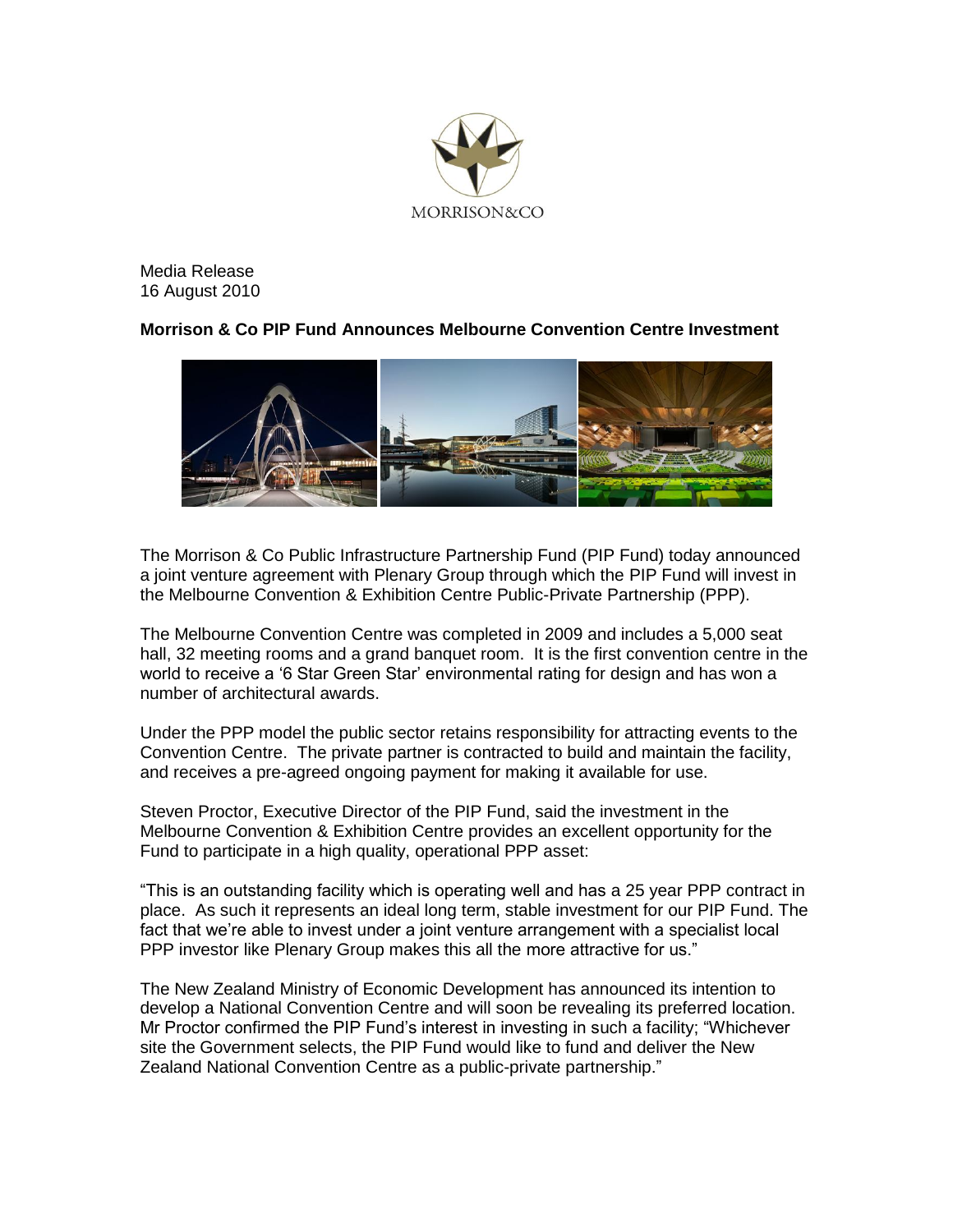MORRISON&CO

Media Release
16 August 2010

**Morrison & Co PIP Fund Announces Melbourne Convention Centre Investment**

The Morrison & Co Public Infrastructure Partnership Fund (PIP Fund) today announced a joint venture agreement with Plenary Group through which the PIP Fund will invest in the Melbourne Convention & Exhibition Centre Public-Private Partnership (PPP).

The Melbourne Convention Centre was completed in 2009 and includes a 5,000 seat hall, 32 meeting rooms and a grand banquet room. It is the first convention centre in the world to receive a '6 Star Green Star' environmental rating for design and has won a number of architectural awards.

Under the PPP model the public sector retains responsibility for attracting events to the Convention Centre. The private partner is contracted to build and maintain the facility, and receives a pre-agreed ongoing payment for making it available for use.

Steven Proctor, Executive Director of the PIP Fund, said the investment in the Melbourne Convention & Exhibition Centre provides an excellent opportunity for the Fund to participate in a high quality, operational PPP asset:

"This is an outstanding facility which is operating well and has a 25 year PPP contract in place. As such it represents an ideal long term, stable investment for our PIP Fund. The fact that we're able to invest under a joint venture arrangement with a specialist local PPP investor like Plenary Group makes this all the more attractive for us."

The New Zealand Ministry of Economic Development has announced its intention to develop a National Convention Centre and will soon be revealing its preferred location. Mr Proctor confirmed the PIP Fund's interest in investing in such a facility; "Whichever site the Government selects, the PIP Fund would like to fund and deliver the New Zealand National Convention Centre as a public-private partnership."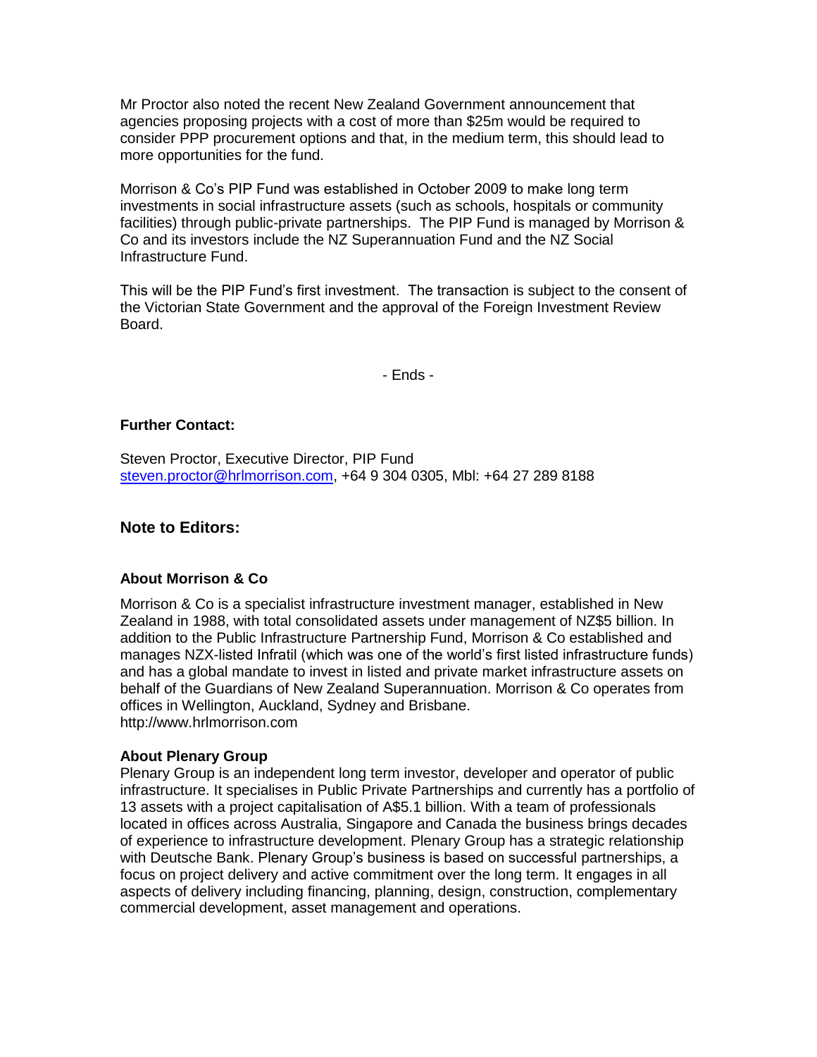Mr Proctor also noted the recent New Zealand Government announcement that agencies proposing projects with a cost of more than $25m would be required to consider PPP procurement options and that, in the medium term, this should lead to more opportunities for the fund.

Morrison & Co's PIP Fund was established in October 2009 to make long term investments in social infrastructure assets (such as schools, hospitals or community facilities) through public-private partnerships. The PIP Fund is managed by Morrison & Co and its investors include the NZ Superannuation Fund and the NZ Social Infrastructure Fund.

This will be the PIP Fund's first investment. The transaction is subject to the consent of the Victorian State Government and the approval of the Foreign Investment Review Board.

- Ends -

**Further Contact:**

Steven Proctor, Executive Director, PIP Fund
steven.proctor@hrlmorrison.com, +64 9 304 0305, Mbl: +64 27 289 8188

## Note to Editors:

### About Morrison & Co

Morrison & Co is a specialist infrastructure investment manager, established in New Zealand in 1988, with total consolidated assets under management of NZ$5 billion. In addition to the Public Infrastructure Partnership Fund, Morrison & Co established and manages NZX-listed Infratil (which was one of the world's first listed infrastructure funds) and has a global mandate to invest in listed and private market infrastructure assets on behalf of the Guardians of New Zealand Superannuation. Morrison & Co operates from offices in Wellington, Auckland, Sydney and Brisbane.
http://www.hrlmorrison.com

### About Plenary Group

Plenary Group is an independent long term investor, developer and operator of public infrastructure. It specialises in Public Private Partnerships and currently has a portfolio of 13 assets with a project capitalisation of A$5.1 billion. With a team of professionals located in offices across Australia, Singapore and Canada the business brings decades of experience to infrastructure development. Plenary Group has a strategic relationship with Deutsche Bank. Plenary Group's business is based on successful partnerships, a focus on project delivery and active commitment over the long term. It engages in all aspects of delivery including financing, planning, design, construction, complementary commercial development, asset management and operations.